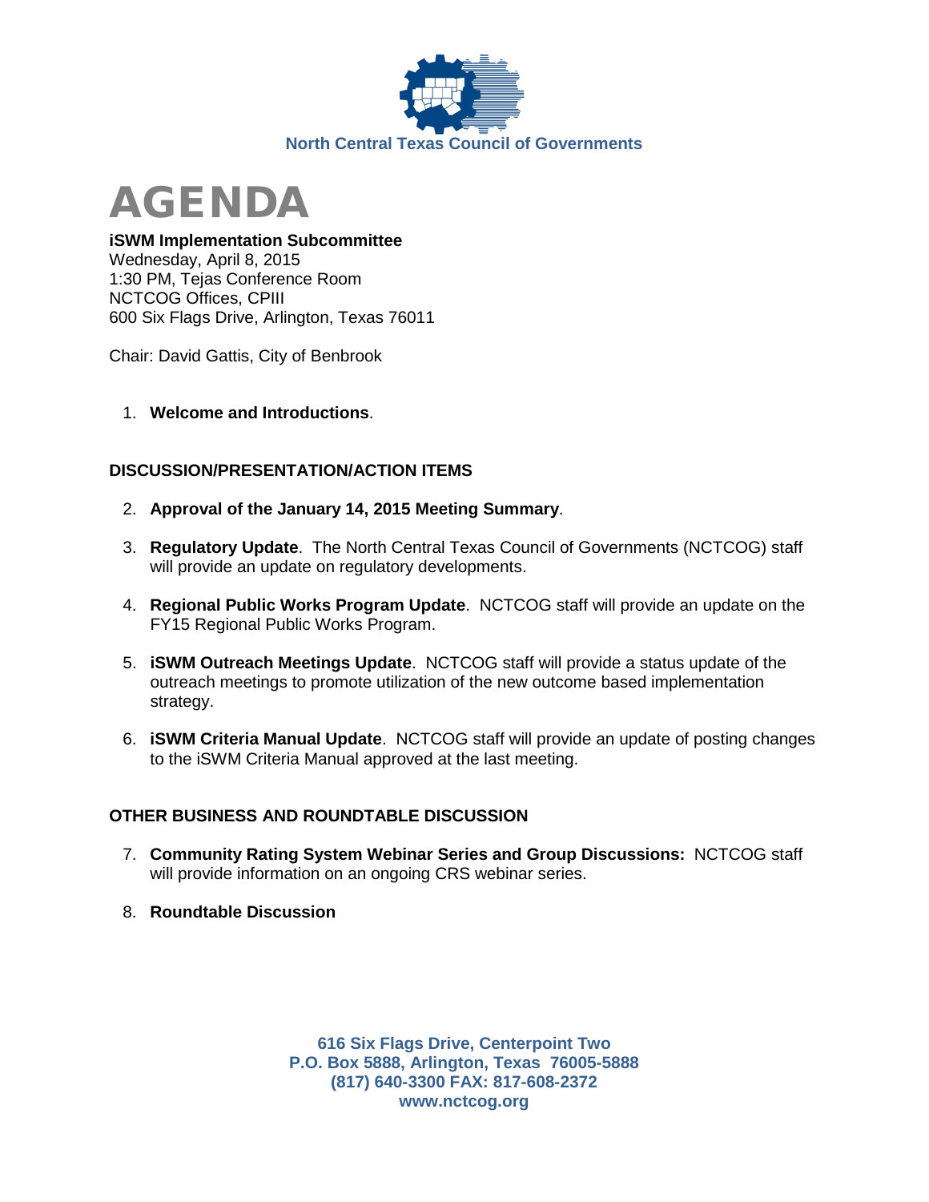North Central Texas Council of Governments

# AGENDA

**iSWM Implementation Subcommittee**
Wednesday, April 8, 2015
1:30 PM, Tejas Conference Room
NCTCOG Offices, CPIII
600 Six Flags Drive, Arlington, Texas 76011

Chair: David Gattis, City of Benbrook

1. **Welcome and Introductions**.

## DISCUSSION/PRESENTATION/ACTION ITEMS

2. **Approval of the January 14, 2015 Meeting Summary**.

3. **Regulatory Update**. The North Central Texas Council of Governments (NCTCOG) staff will provide an update on regulatory developments.

4. **Regional Public Works Program Update**. NCTCOG staff will provide an update on the FY15 Regional Public Works Program.

5. **iSWM Outreach Meetings Update**. NCTCOG staff will provide a status update of the outreach meetings to promote utilization of the new outcome based implementation strategy.

6. **iSWM Criteria Manual Update**. NCTCOG staff will provide an update of posting changes to the iSWM Criteria Manual approved at the last meeting.

## OTHER BUSINESS AND ROUNDTABLE DISCUSSION

7. **Community Rating System Webinar Series and Group Discussions:** NCTCOG staff will provide information on an ongoing CRS webinar series.

8. **Roundtable Discussion**

**616 Six Flags Drive, Centerpoint Two**
**P.O. Box 5888, Arlington, Texas 76005-5888**
**(817) 640-3300 FAX: 817-608-2372**
**www.nctcog.org**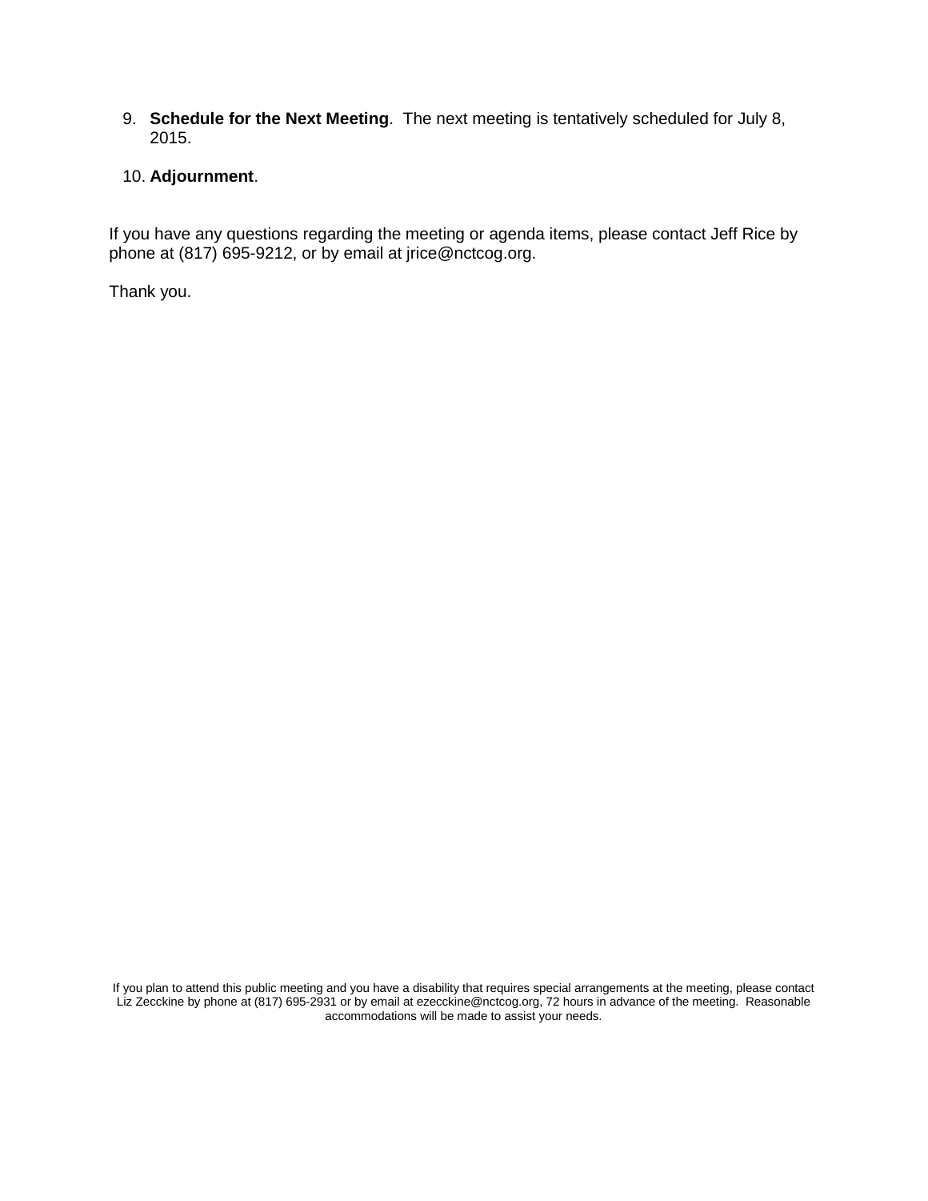9. **Schedule for the Next Meeting**. The next meeting is tentatively scheduled for July 8, 2015.

10. **Adjournment**.

If you have any questions regarding the meeting or agenda items, please contact Jeff Rice by phone at (817) 695-9212, or by email at jrice@nctcog.org.

Thank you.

If you plan to attend this public meeting and you have a disability that requires special arrangements at the meeting, please contact Liz Zecckine by phone at (817) 695-2931 or by email at ezecckine@nctcog.org, 72 hours in advance of the meeting. Reasonable accommodations will be made to assist your needs.